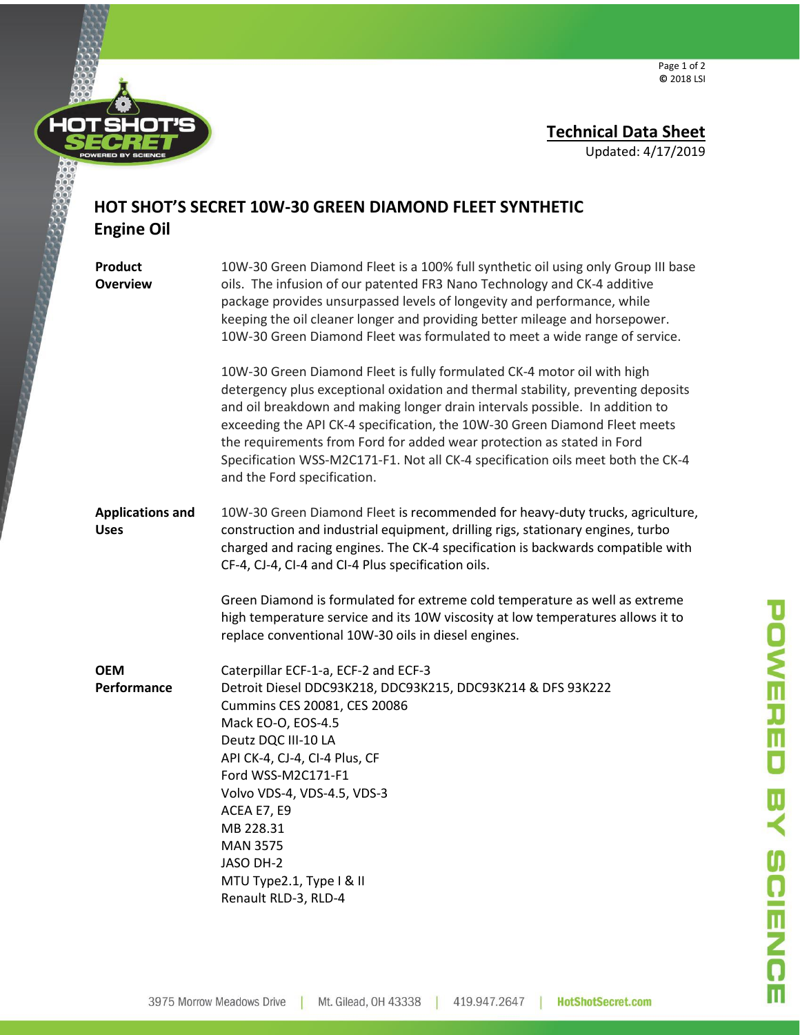## Technical Data Sheet

Updated: 4/17/2019

# HOT SHOT'S SECRET 10W-30 GREEN DIAMOND FLEET SYNTHETIC Engine Oil

**Product Overview**

10W-30 Green Diamond Fleet is a 100% full synthetic oil using only Group III base oils. The infusion of our patented FR3 Nano Technology and CK-4 additive package provides unsurpassed levels of longevity and performance, while keeping the oil cleaner longer and providing better mileage and horsepower. 10W-30 Green Diamond Fleet was formulated to meet a wide range of service.

10W-30 Green Diamond Fleet is fully formulated CK-4 motor oil with high detergency plus exceptional oxidation and thermal stability, preventing deposits and oil breakdown and making longer drain intervals possible. In addition to exceeding the API CK-4 specification, the 10W-30 Green Diamond Fleet meets the requirements from Ford for added wear protection as stated in Ford Specification WSS-M2C171-F1. Not all CK-4 specification oils meet both the CK-4 and the Ford specification.

**Applications and Uses**

10W-30 Green Diamond Fleet is recommended for heavy-duty trucks, agriculture, construction and industrial equipment, drilling rigs, stationary engines, turbo charged and racing engines. The CK-4 specification is backwards compatible with CF-4, CJ-4, CI-4 and CI-4 Plus specification oils.

Green Diamond is formulated for extreme cold temperature as well as extreme high temperature service and its 10W viscosity at low temperatures allows it to replace conventional 10W-30 oils in diesel engines.

**OEM Performance**

Caterpillar ECF-1-a, ECF-2 and ECF-3
Detroit Diesel DDC93K218, DDC93K215, DDC93K214 & DFS 93K222
Cummins CES 20081, CES 20086
Mack EO-O, EOS-4.5
Deutz DQC III-10 LA
API CK-4, CJ-4, CI-4 Plus, CF
Ford WSS-M2C171-F1
Volvo VDS-4, VDS-4.5, VDS-3
ACEA E7, E9
MB 228.31
MAN 3575
JASO DH-2
MTU Type2.1, Type I & II
Renault RLD-3, RLD-4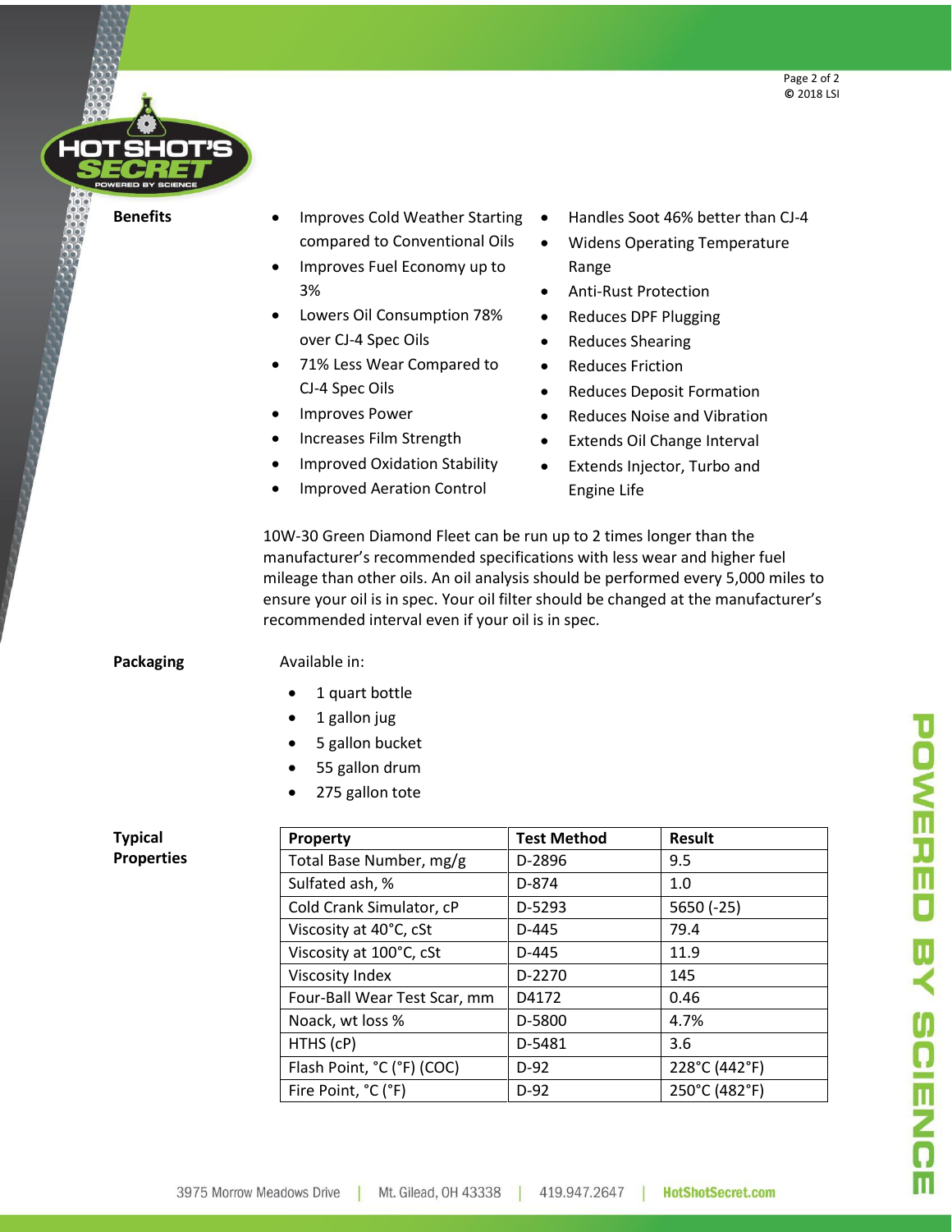## Benefits

- Improves Cold Weather Starting compared to Conventional Oils
- Improves Fuel Economy up to 3%
- Lowers Oil Consumption 78% over CJ-4 Spec Oils
- 71% Less Wear Compared to CJ-4 Spec Oils
- Improves Power
- Increases Film Strength
- Improved Oxidation Stability
- Improved Aeration Control
- Handles Soot 46% better than CJ-4
- Widens Operating Temperature Range
- Anti-Rust Protection
- Reduces DPF Plugging
- Reduces Shearing
- Reduces Friction
- Reduces Deposit Formation
- Reduces Noise and Vibration
- Extends Oil Change Interval
- Extends Injector, Turbo and Engine Life

10W-30 Green Diamond Fleet can be run up to 2 times longer than the manufacturer's recommended specifications with less wear and higher fuel mileage than other oils. An oil analysis should be performed every 5,000 miles to ensure your oil is in spec. Your oil filter should be changed at the manufacturer's recommended interval even if your oil is in spec.

## Packaging

Available in:

- 1 quart bottle
- 1 gallon jug
- 5 gallon bucket
- 55 gallon drum
- 275 gallon tote

## Typical Properties

| Property | Test Method | Result |
|---|---|---|
| Total Base Number, mg/g | D-2896 | 9.5 |
| Sulfated ash, % | D-874 | 1.0 |
| Cold Crank Simulator, cP | D-5293 | 5650 (-25) |
| Viscosity at 40°C, cSt | D-445 | 79.4 |
| Viscosity at 100°C, cSt | D-445 | 11.9 |
| Viscosity Index | D-2270 | 145 |
| Four-Ball Wear Test Scar, mm | D4172 | 0.46 |
| Noack, wt loss % | D-5800 | 4.7% |
| HTHS (cP) | D-5481 | 3.6 |
| Flash Point, °C (°F) (COC) | D-92 | 228°C (442°F) |
| Fire Point, °C (°F) | D-92 | 250°C (482°F) |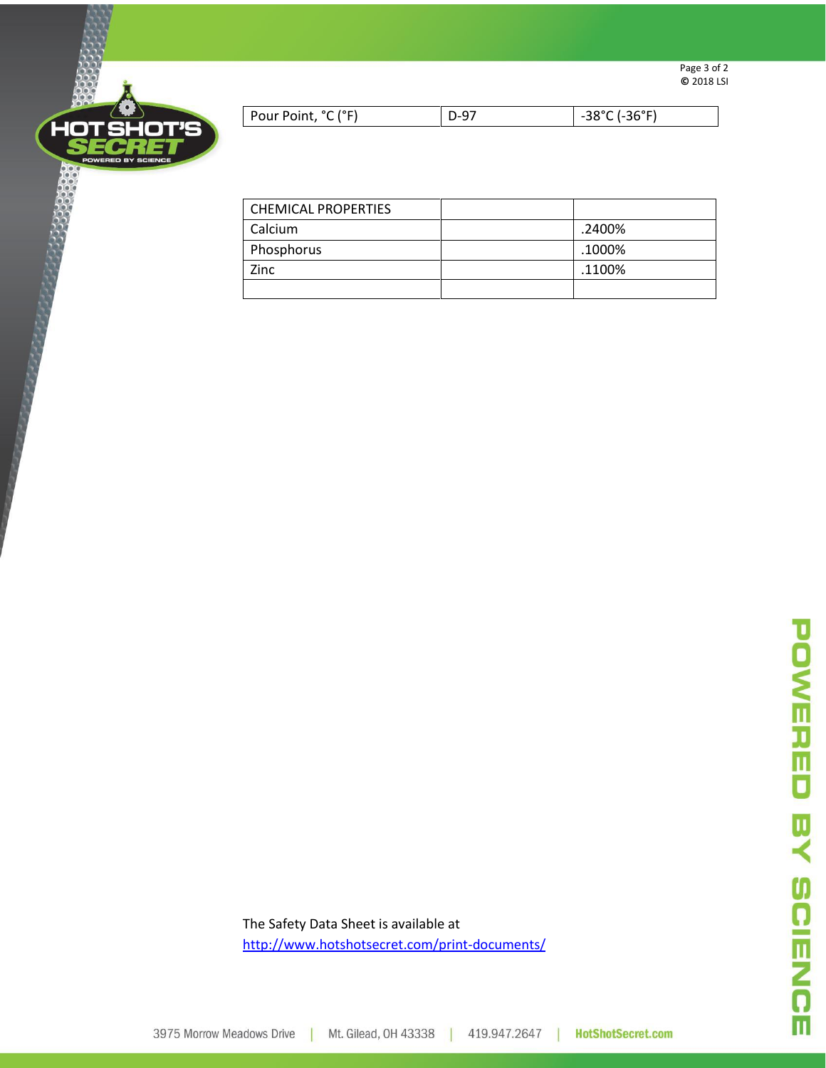| Pour Point, °C (°F) | D-97 | -38°C (-36°F) |
|---|---|---|

| CHEMICAL PROPERTIES | | |
|---|---|---|
| Calcium | | .2400% |
| Phosphorus | | .1000% |
| Zinc | | .1100% |
| | | |

The Safety Data Sheet is available at
http://www.hotshotsecret.com/print-documents/